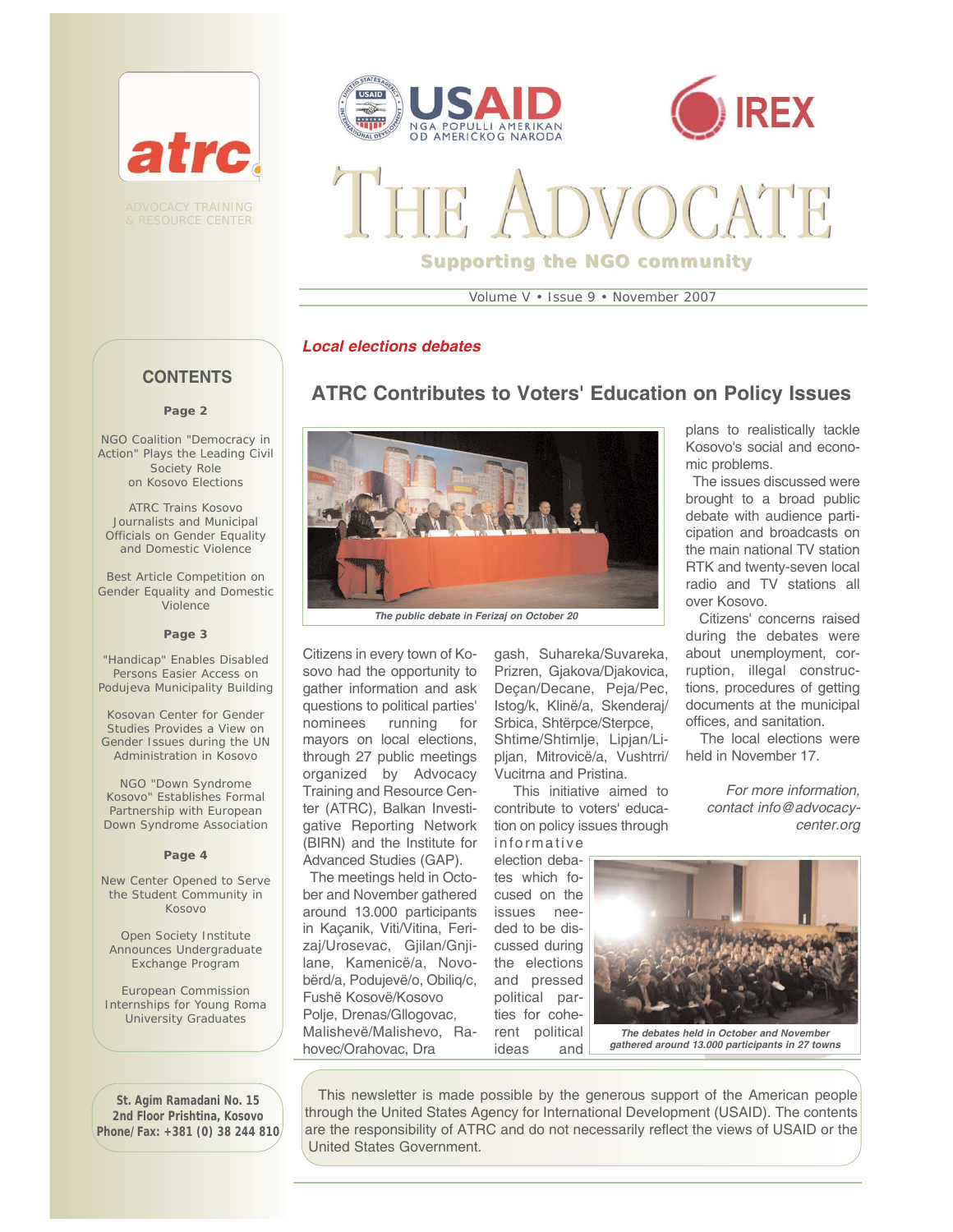atrc

ADVOCACY TRAINING & RESOURCE CENTER

USAID
NGA POPULLI AMERIKAN
OD AMERICKOG NARODA

IREX

# THE ADVOCATE

**Supporting the NGO community**

Volume V • Issue 9 • November 2007

## CONTENTS

**Page 2**

NGO Coalition "Democracy in Action" Plays the Leading Civil Society Role on Kosovo Elections

ATRC Trains Kosovo Journalists and Municipal Officials on Gender Equality and Domestic Violence

Best Article Competition on Gender Equality and Domestic Violence

**Page 3**

"Handicap" Enables Disabled Persons Easier Access on Podujeva Municipality Building

Kosovan Center for Gender Studies Provides a View on Gender Issues during the UN Administration in Kosovo

NGO "Down Syndrome Kosovo" Establishes Formal Partnership with European Down Syndrome Association

**Page 4**

New Center Opened to Serve the Student Community in Kosovo

Open Society Institute Announces Undergraduate Exchange Program

European Commission Internships for Young Roma University Graduates

*Local elections debates*

## ATRC Contributes to Voters' Education on Policy Issues

*The public debate in Ferizaj on October 20*

Citizens in every town of Kosovo had the opportunity to gather information and ask questions to political parties' nominees running for mayors on local elections, through 27 public meetings organized by Advocacy Training and Resource Center (ATRC), Balkan Investigative Reporting Network (BIRN) and the Institute for Advanced Studies (GAP).

The meetings held in October and November gathered around 13.000 participants in Kaçanik, Viti/Vitina, Ferizaj/Urosevac, Gjilan/Gnjilane, Kamenicë/a, Novobërd/a, Podujevë/o, Obiliq/c, Fushë Kosovë/Kosovo Polje, Drenas/Gllogovac, Malishevë/Malishevo, Rahovec/Orahovac, Dragash, Suhareka/Suvareka, Prizren, Gjakova/Djakovica, Deçan/Decane, Peja/Pec, Istog/k, Klinë/a, Skenderaj/Srbica, Shtërpce/Sterpce, Shtime/Shtimlje, Lipjan/Lipljan, Mitrovicë/a, Vushtrri/Vucitrna and Pristina.

This initiative aimed to contribute to voters' education on policy issues through informative election debates which focused on the issues needed to be discussed during the elections and pressed political parties for coherent political ideas and plans to realistically tackle Kosovo's social and economic problems.

*The debates held in October and November gathered around 13.000 participants in 27 towns*

The issues discussed were brought to a broad public debate with audience participation and broadcasts on the main national TV station RTK and twenty-seven local radio and TV stations all over Kosovo.

Citizens' concerns raised during the debates were about unemployment, corruption, illegal constructions, procedures of getting documents at the municipal offices, and sanitation.

The local elections were held in November 17.

*For more information, contact info@advocacy-center.org*

This newsletter is made possible by the generous support of the American people through the United States Agency for International Development (USAID). The contents are the responsibility of ATRC and do not necessarily reflect the views of USAID or the United States Government.

**St. Agim Ramadani No. 15**
**2nd Floor Prishtina, Kosovo**
**Phone/Fax: +381 (0) 38 244 810**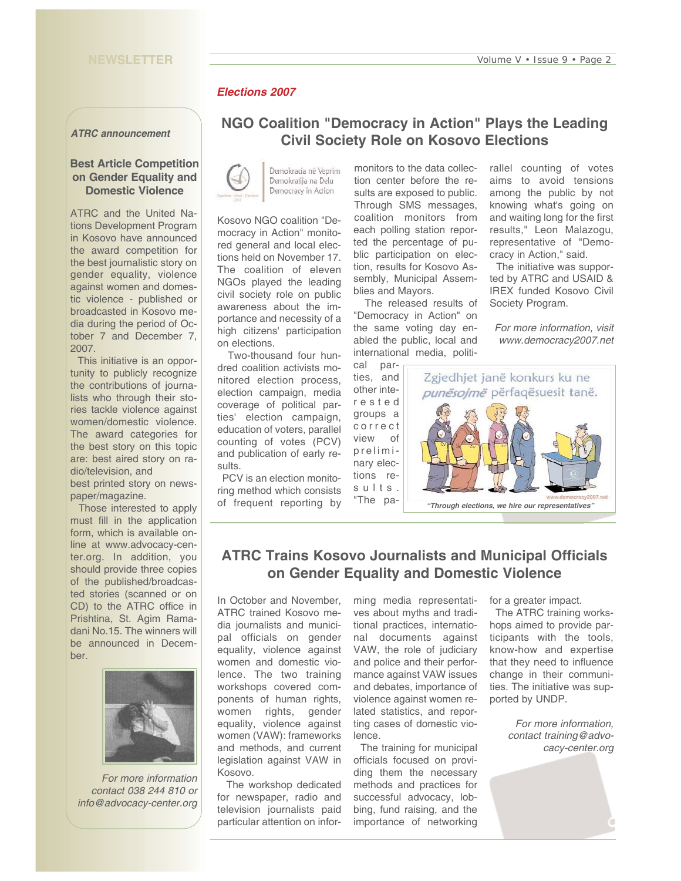## ATRC announcement

### Best Article Competition on Gender Equality and Domestic Violence

ATRC and the United Nations Development Program in Kosovo have announced the award competition for the best journalistic story on gender equality, violence against women and domestic violence - published or broadcasted in Kosovo media during the period of October 7 and December 7, 2007.

This initiative is an opportunity to publicly recognize the contributions of journalists who through their stories tackle violence against women/domestic violence. The award categories for the best story on this topic are: best aired story on radio/television, and best printed story on newspaper/magazine.

Those interested to apply must fill in the application form, which is available online at www.advocacy-center.org. In addition, you should provide three copies of the published/broadcasted stories (scanned or on CD) to the ATRC office in Prishtina, St. Agim Ramadani No.15. The winners will be announced in December.

*For more information contact 038 244 810 or info@advocacy-center.org*

***Elections 2007***

# NGO Coalition "Democracy in Action" Plays the Leading Civil Society Role on Kosovo Elections

Demokracia në Veprim
Demokratija na Delu
Democracy in Action

Kosovo NGO coalition "Democracy in Action" monitored general and local elections held on November 17. The coalition of eleven NGOs played the leading civil society role on public awareness about the importance and necessity of a high citizens' participation on elections.

Two-thousand four hundred coalition activists monitored election process, election campaign, media coverage of political parties' election campaign, education of voters, parallel counting of votes (PCV) and publication of early results.

PCV is an election monitoring method which consists of frequent reporting by monitors to the data collection center before the results are exposed to public. Through SMS messages, coalition monitors from each polling station reported the percentage of public participation on election, results for Kosovo Assembly, Municipal Assemblies and Mayors.

The released results of "Democracy in Action" on the same voting day enabled the public, local and international media, political parties, and other interested groups a correct view of preliminary elections results. "The parallel counting of votes aims to avoid tensions among the public by not knowing what's going on and waiting long for the first results," Leon Malazogu, representative of "Democracy in Action," said.

The initiative was supported by ATRC and USAID & IREX funded Kosovo Civil Society Program.

*For more information, visit www.democracy2007.net*

Zgjedhjet janë konkurs ku ne *punësojmë* përfaqësuesit tanë.

*"Through elections, we hire our representatives"*

# ATRC Trains Kosovo Journalists and Municipal Officials on Gender Equality and Domestic Violence

In October and November, ATRC trained Kosovo media journalists and municipal officials on gender equality, violence against women and domestic violence. The two training workshops covered components of human rights, women rights, gender equality, violence against women (VAW): frameworks and methods, and current legislation against VAW in Kosovo.

The workshop dedicated for newspaper, radio and television journalists paid particular attention on informing media representatives about myths and traditional practices, international documents against VAW, the role of judiciary and police and their performance against VAW issues and debates, importance of violence against women related statistics, and reporting cases of domestic violence.

The training for municipal officials focused on providing them the necessary methods and practices for successful advocacy, lobbing, fund raising, and the importance of networking for a greater impact.

The ATRC training workshops aimed to provide participants with the tools, know-how and expertise that they need to influence change in their communities. The initiative was supported by UNDP.

*For more information, contact training@advocacy-center.org*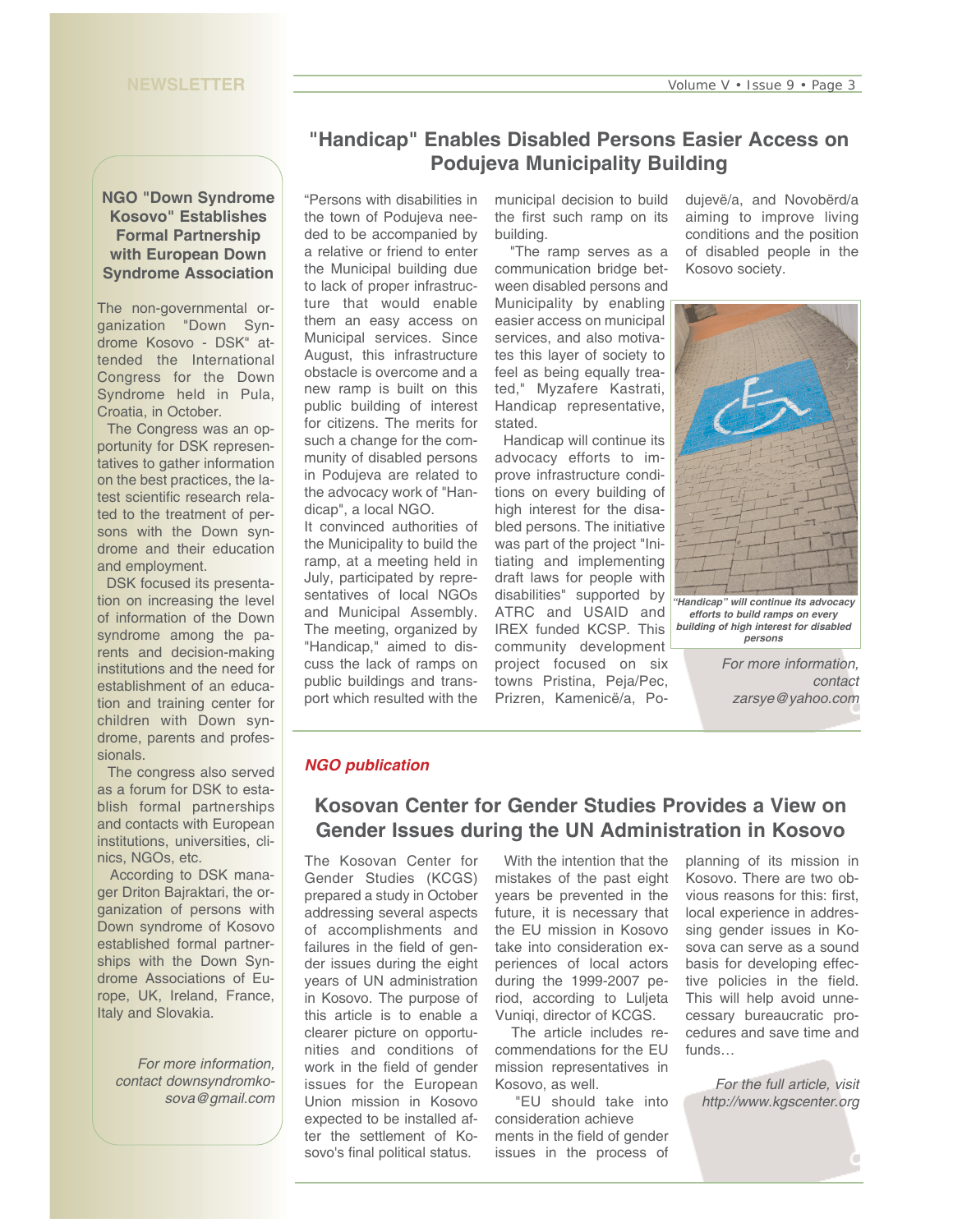## NGO "Down Syndrome Kosovo" Establishes Formal Partnership with European Down Syndrome Association

The non-governmental organization "Down Syndrome Kosovo - DSK" attended the International Congress for the Down Syndrome held in Pula, Croatia, in October.

The Congress was an opportunity for DSK representatives to gather information on the best practices, the latest scientific research related to the treatment of persons with the Down syndrome and their education and employment.

DSK focused its presentation on increasing the level of information of the Down syndrome among the parents and decision-making institutions and the need for establishment of an education and training center for children with Down syndrome, parents and professionals.

The congress also served as a forum for DSK to establish formal partnerships and contacts with European institutions, universities, clinics, NGOs, etc.

According to DSK manager Driton Bajraktari, the organization of persons with Down syndrome of Kosovo established formal partnerships with the Down Syndrome Associations of Europe, UK, Ireland, France, Italy and Slovakia.

*For more information, contact downsyndromkosova@gmail.com*

## "Handicap" Enables Disabled Persons Easier Access on Podujeva Municipality Building

"Persons with disabilities in the town of Podujeva needed to be accompanied by a relative or friend to enter the Municipal building due to lack of proper infrastructure that would enable them an easy access on Municipal services. Since August, this infrastructure obstacle is overcome and a new ramp is built on this public building of interest for citizens. The merits for such a change for the community of disabled persons in Podujeva are related to the advocacy work of "Handicap", a local NGO.

It convinced authorities of the Municipality to build the ramp, at a meeting held in July, participated by representatives of local NGOs and Municipal Assembly. The meeting, organized by "Handicap," aimed to discuss the lack of ramps on public buildings and transport which resulted with the municipal decision to build the first such ramp on its building.

"The ramp serves as a communication bridge between disabled persons and Municipality by enabling easier access on municipal services, and also motivates this layer of society to feel as being equally treated," Myzafere Kastrati, Handicap representative, stated.

Handicap will continue its advocacy efforts to improve infrastructure conditions on every building of high interest for the disabled persons. The initiative was part of the project "Initiating and implementing draft laws for people with disabilities" supported by ATRC and USAID and IREX funded KCSP. This community development project focused on six towns Pristina, Peja/Pec, Prizren, Kamenicë/a, Podujevë/a, and Novobërd/a aiming to improve living conditions and the position of disabled people in the Kosovo society.

*"Handicap" will continue its advocacy efforts to build ramps on every building of high interest for disabled persons*

*For more information, contact zarsye@yahoo.com*

***NGO publication***

## Kosovan Center for Gender Studies Provides a View on Gender Issues during the UN Administration in Kosovo

The Kosovan Center for Gender Studies (KCGS) prepared a study in October addressing several aspects of accomplishments and failures in the field of gender issues during the eight years of UN administration in Kosovo. The purpose of this article is to enable a clearer picture on opportunities and conditions of work in the field of gender issues for the European Union mission in Kosovo expected to be installed after the settlement of Kosovo's final political status.

With the intention that the mistakes of the past eight years be prevented in the future, it is necessary that the EU mission in Kosovo take into consideration experiences of local actors during the 1999-2007 period, according to Luljeta Vuniqi, director of KCGS.

The article includes recommendations for the EU mission representatives in Kosovo, as well.

"EU should take into consideration achievements in the field of gender issues in the process of planning of its mission in Kosovo. There are two obvious reasons for this: first, local experience in addressing gender issues in Kosova can serve as a sound basis for developing effective policies in the field. This will help avoid unnecessary bureaucratic procedures and save time and funds…

*For the full article, visit http://www.kgscenter.org*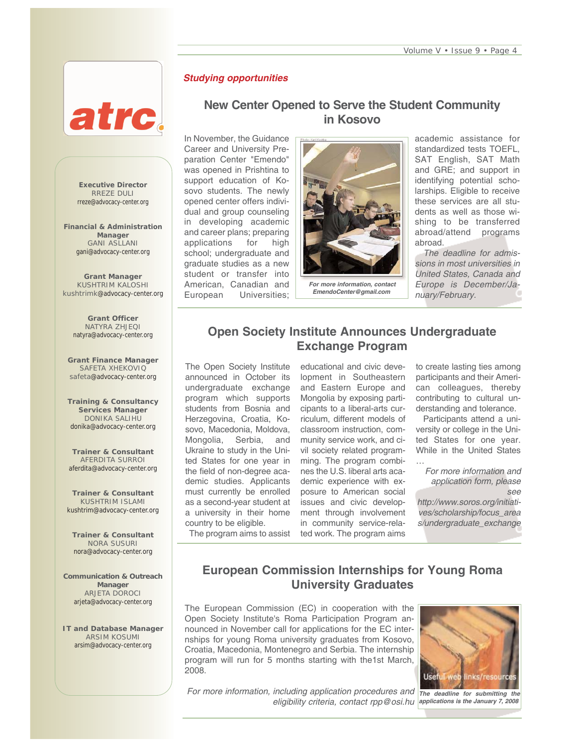atrc

**Executive Director**
RREZE DULI
rreze@advocacy-center.org

**Financial & Administration Manager**
GANI ASLLANI
gani@advocacy-center.org

**Grant Manager**
KUSHTRIM KALOSHI
kushtrimk@advocacy-center.org

**Grant Officer**
NATYRA ZHJEQI
natyra@advocacy-center.org

**Grant Finance Manager**
SAFETA XHEKOVIQ
safeta@advocacy-center.org

**Training & Consultancy Services Manager**
DONIKA SALIHU
donika@advocacy-center.org

**Trainer & Consultant**
AFERDITA SURROI
aferdita@advocacy-center.org

**Trainer & Consultant**
KUSHTRIM ISLAMI
kushtrim@advocacy-center.org

**Trainer & Consultant**
NORA SUSURI
nora@advocacy-center.org

**Communication & Outreach Manager**
ARJETA DOROCI
arjeta@advocacy-center.org

**IT and Database Manager**
ARSIM KOSUMI
arsim@advocacy-center.org

***Studying opportunities***

## New Center Opened to Serve the Student Community in Kosovo

In November, the Guidance Career and University Preparation Center "Emendo" was opened in Prishtina to support education of Kosovo students. The newly opened center offers individual and group counseling in developing academic and career plans; preparing applications for high school; undergraduate and graduate studies as a new student or transfer into American, Canadian and European Universities; academic assistance for standardized tests TOEFL, SAT English, SAT Math and GRE; and support in identifying potential scholarships. Eligible to receive these services are all students as well as those wishing to be transferred abroad/attend programs abroad.

*The deadline for admissions in most universities in United States, Canada and Europe is December/January/February.*

*For more information, contact EmendoCenter@gmail.com*

## Open Society Institute Announces Undergraduate Exchange Program

The Open Society Institute announced in October its undergraduate exchange program which supports students from Bosnia and Herzegovina, Croatia, Kosovo, Macedonia, Moldova, Mongolia, Serbia, and Ukraine to study in the United States for one year in the field of non-degree academic studies. Applicants must currently be enrolled as a second-year student at a university in their home country to be eligible.

The program aims to assist educational and civic development in Southeastern and Eastern Europe and Mongolia by exposing participants to a liberal-arts curriculum, different models of classroom instruction, community service work, and civil society related programming. The program combines the U.S. liberal arts academic experience with exposure to American social issues and civic development through involvement in community service-related work. The program aims to create lasting ties among participants and their American colleagues, thereby contributing to cultural understanding and tolerance.

Participants attend a university or college in the United States for one year. While in the United States …

*For more information and application form, please see http://www.soros.org/initiatives/scholarship/focus_areas/undergraduate_exchange*

## European Commission Internships for Young Roma University Graduates

The European Commission (EC) in cooperation with the Open Society Institute's Roma Participation Program announced in November call for applications for the EC internships for young Roma university graduates from Kosovo, Croatia, Macedonia, Montenegro and Serbia. The internship program will run for 5 months starting with the1st March, 2008.

*For more information, including application procedures and eligibility criteria, contact rpp@osi.hu*

Useful web links/resources

***The deadline for submitting the applications is the January 7, 2008***